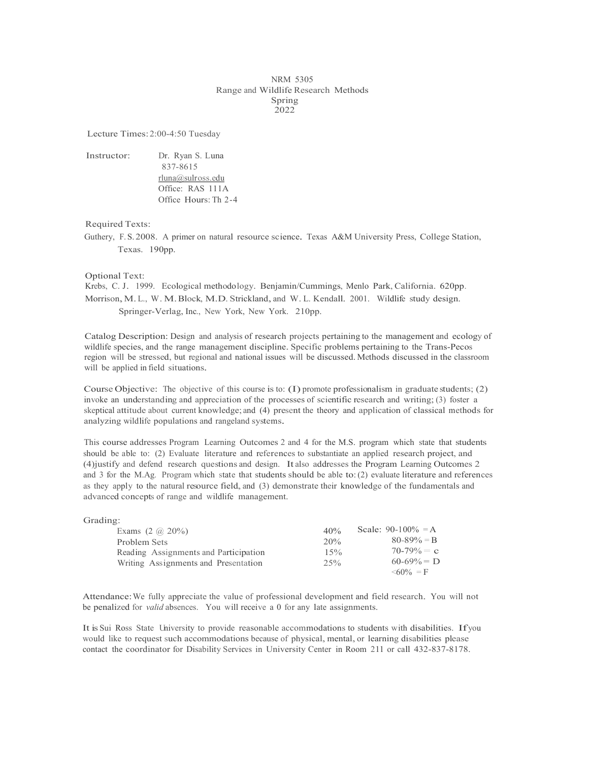# NRM 5305
## Range and Wildlife Research Methods
### Spring 2022

Lecture Times: 2:00-4:50 Tuesday

Instructor: Dr. Ryan S. Luna
837-8615
rluna@sulross.edu
Office: RAS 111A
Office Hours: Th 2-4

Required Texts:

Guthery, F. S. 2008. A primer on natural resource science. Texas A&M University Press, College Station, Texas. 190pp.

Optional Text:

Krebs, C. J. 1999. Ecological methodology. Benjamin/Cummings, Menlo Park, California. 620pp.

Morrison, M. L., W. M. Block, M.D. Strickland, and W. L. Kendall. 2001. Wildlife study design. Springer-Verlag, Inc., New York, New York. 210pp.

Catalog Description: Design and analysis of research projects pertaining to the management and ecology of wildlife species, and the range management discipline. Specific problems pertaining to the Trans-Pecos region will be stressed, but regional and national issues will be discussed. Methods discussed in the classroom will be applied in field situations.

Course Objective: The objective of this course is to: (1) promote professionalism in graduate students; (2) invoke an understanding and appreciation of the processes of scientific research and writing; (3) foster a skeptical attitude about current knowledge; and (4) present the theory and application of classical methods for analyzing wildlife populations and rangeland systems.

This course addresses Program Learning Outcomes 2 and 4 for the M.S. program which state that students should be able to: (2) Evaluate literature and references to substantiate an applied research project, and (4)justify and defend research questions and design. It also addresses the Program Learning Outcomes 2 and 3 for the M.Ag. Program which state that students should be able to: (2) evaluate literature and references as they apply to the natural resource field, and (3) demonstrate their knowledge of the fundamentals and advanced concepts of range and wildlife management.

Grading:

| | | Scale |
|---|---|---|
| Exams (2 @ 20%) | 40% | 90-100% = A |
| Problem Sets | 20% | 80-89% = B |
| Reading Assignments and Participation | 15% | 70-79% = C |
| Writing Assignments and Presentation | 25% | 60-69% = D |
| | | <60% = F |

Attendance: We fully appreciate the value of professional development and field research. You will not be penalized for *valid* absences. You will receive a 0 for any late assignments.

It is Sui Ross State University to provide reasonable accommodations to students with disabilities. If you would like to request such accommodations because of physical, mental, or learning disabilities please contact the coordinator for Disability Services in University Center in Room 211 or call 432-837-8178.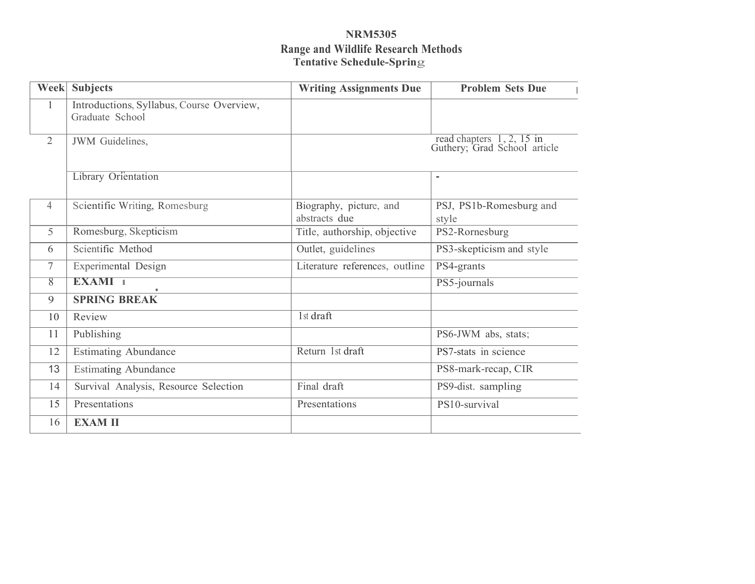**NRM5305**

**Range and Wildlife Research Methods**

**Tentative Schedule-Spring**

| Week | Subjects | Writing Assignments Due | Problem Sets Due |
|---|---|---|---|
| 1 | Introductions, Syllabus, Course Overview, Graduate School | | |
| 2 | JWM Guidelines, | | read chapters 1, 2, 15 in Guthery; Grad School article |
| | Library Orientation | | - |
| 4 | Scientific Writing, Romesburg | Biography, picture, and abstracts due | PSJ, PS1b-Romesburg and style |
| 5 | Romesburg, Skepticism | Title, authorship, objective | PS2-Rornesburg |
| 6 | Scientific Method | Outlet, guidelines | PS3-skepticism and style |
| 7 | Experimental Design | Literature references, outline | PS4-grants |
| 8 | **EXAMI** | | PS5-journals |
| 9 | **SPRING BREAK** | | |
| 10 | Review | 1st draft | |
| 11 | Publishing | | PS6-JWM abs, stats; |
| 12 | Estimating Abundance | Return 1st draft | PS7-stats in science |
| 13 | Estimating Abundance | | PS8-mark-recap, CIR |
| 14 | Survival Analysis, Resource Selection | Final draft | PS9-dist. sampling |
| 15 | Presentations | Presentations | PS10-survival |
| 16 | **EXAM II** | | |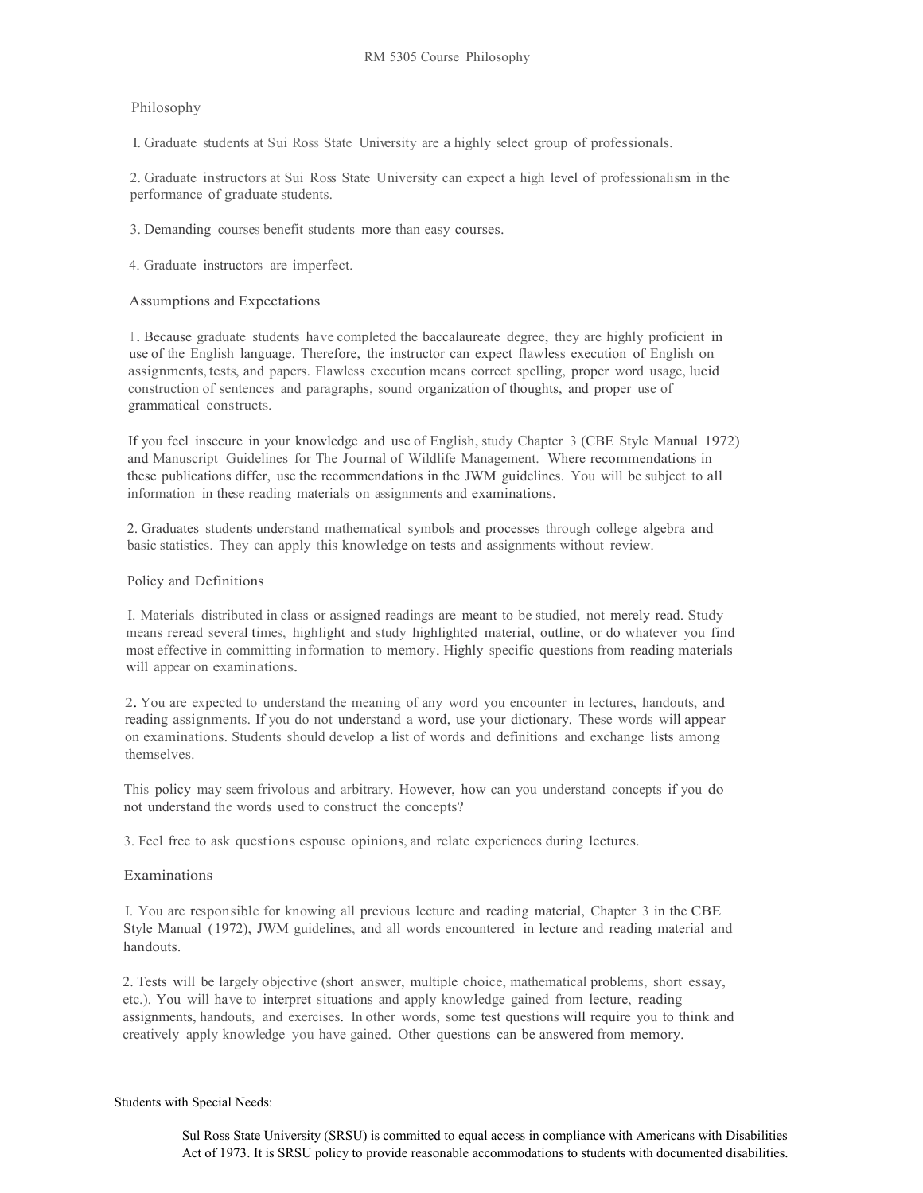# RM 5305 Course Philosophy

## Philosophy

I. Graduate students at Sui Ross State University are a highly select group of professionals.

2. Graduate instructors at Sui Ross State University can expect a high level of professionalism in the performance of graduate students.

3. Demanding courses benefit students more than easy courses.

4. Graduate instructors are imperfect.

## Assumptions and Expectations

1. Because graduate students have completed the baccalaureate degree, they are highly proficient in use of the English language. Therefore, the instructor can expect flawless execution of English on assignments, tests, and papers. Flawless execution means correct spelling, proper word usage, lucid construction of sentences and paragraphs, sound organization of thoughts, and proper use of grammatical constructs.

If you feel insecure in your knowledge and use of English, study Chapter 3 (CBE Style Manual 1972) and Manuscript Guidelines for The Journal of Wildlife Management. Where recommendations in these publications differ, use the recommendations in the JWM guidelines. You will be subject to all information in these reading materials on assignments and examinations.

2. Graduates students understand mathematical symbols and processes through college algebra and basic statistics. They can apply this knowledge on tests and assignments without review.

## Policy and Definitions

I. Materials distributed in class or assigned readings are meant to be studied, not merely read. Study means reread several times, highlight and study highlighted material, outline, or do whatever you find most effective in committing information to memory. Highly specific questions from reading materials will appear on examinations.

2. You are expected to understand the meaning of any word you encounter in lectures, handouts, and reading assignments. If you do not understand a word, use your dictionary. These words will appear on examinations. Students should develop a list of words and definitions and exchange lists among themselves.

This policy may seem frivolous and arbitrary. However, how can you understand concepts if you do not understand the words used to construct the concepts?

3. Feel free to ask questions espouse opinions, and relate experiences during lectures.

## Examinations

I. You are responsible for knowing all previous lecture and reading material, Chapter 3 in the CBE Style Manual (1972), JWM guidelines, and all words encountered in lecture and reading material and handouts.

2. Tests will be largely objective (short answer, multiple choice, mathematical problems, short essay, etc.). You will have to interpret situations and apply knowledge gained from lecture, reading assignments, handouts, and exercises. In other words, some test questions will require you to think and creatively apply knowledge you have gained. Other questions can be answered from memory.

Students with Special Needs:

Sul Ross State University (SRSU) is committed to equal access in compliance with Americans with Disabilities Act of 1973. It is SRSU policy to provide reasonable accommodations to students with documented disabilities.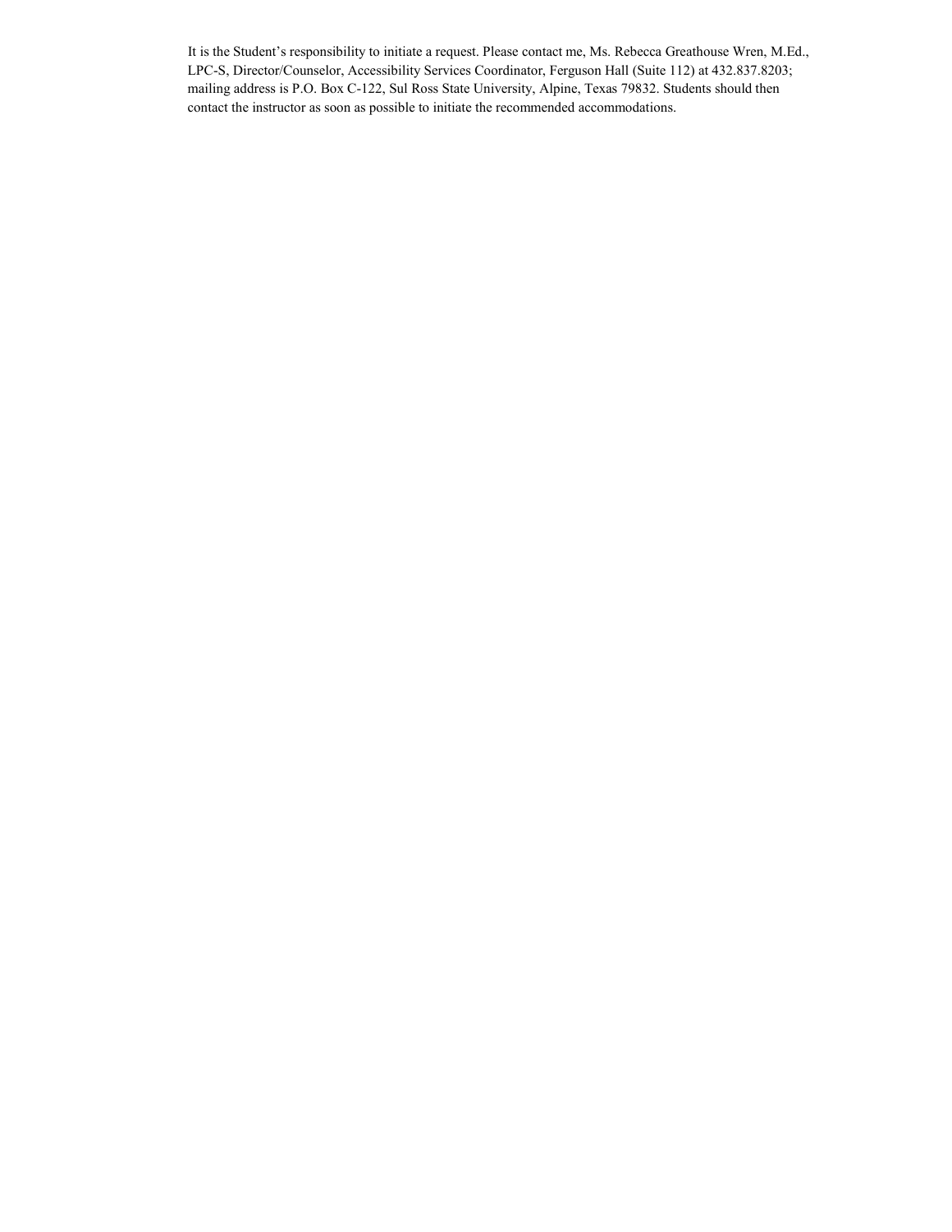It is the Student's responsibility to initiate a request. Please contact me, Ms. Rebecca Greathouse Wren, M.Ed., LPC-S, Director/Counselor, Accessibility Services Coordinator, Ferguson Hall (Suite 112) at 432.837.8203; mailing address is P.O. Box C-122, Sul Ross State University, Alpine, Texas 79832. Students should then contact the instructor as soon as possible to initiate the recommended accommodations.